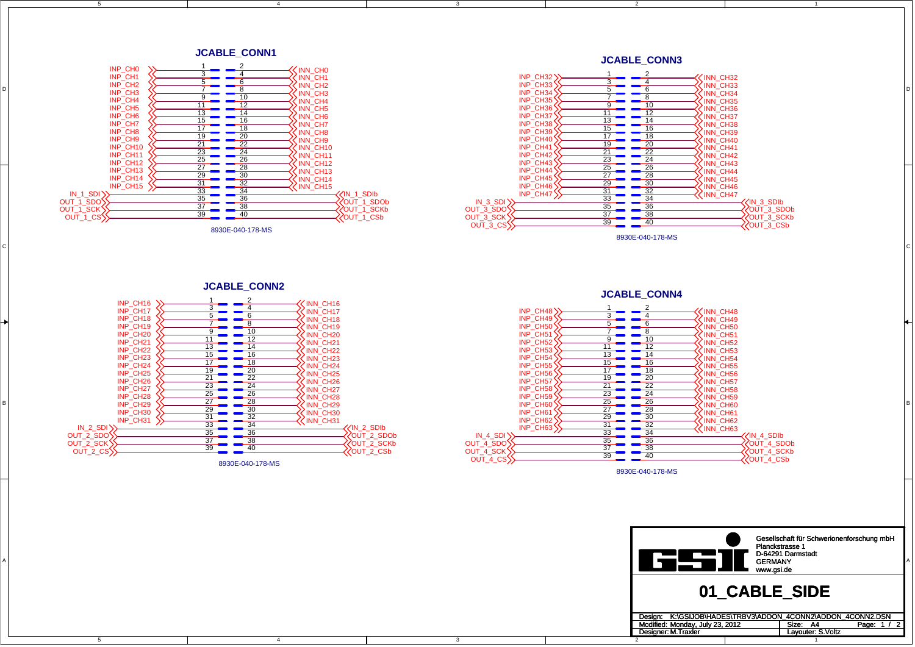## JCABLE_CONN1

| Signal | Pin | Pin | Signal |
|---|---|---|---|
| INP_CH0 | 1 | 2 | INN_CH0 |
| INP_CH1 | 3 | 4 | INN_CH1 |
| INP_CH2 | 5 | 6 | INN_CH2 |
| INP_CH3 | 7 | 8 | INN_CH3 |
| INP_CH4 | 9 | 10 | INN_CH4 |
| INP_CH5 | 11 | 12 | INN_CH5 |
| INP_CH6 | 13 | 14 | INN_CH6 |
| INP_CH7 | 15 | 16 | INN_CH7 |
| INP_CH8 | 17 | 18 | INN_CH8 |
| INP_CH9 | 19 | 20 | INN_CH9 |
| INP_CH10 | 21 | 22 | INN_CH10 |
| INP_CH11 | 23 | 24 | INN_CH11 |
| INP_CH12 | 25 | 26 | INN_CH12 |
| INP_CH13 | 27 | 28 | INN_CH13 |
| INP_CH14 | 29 | 30 | INN_CH14 |
| INP_CH15 | 31 | 32 | INN_CH15 |
| IN_1_SDI | 33 | 34 | IN_1_SDIb |
| OUT_1_SDO | 35 | 36 | OUT_1_SDOb |
| OUT_1_SCK | 37 | 38 | OUT_1_SCKb |
| OUT_1_CS | 39 | 40 | OUT_1_CSb |

8930E-040-178-MS

## JCABLE_CONN3

| Signal | Pin | Pin | Signal |
|---|---|---|---|
| INP_CH32 | 1 | 2 | INN_CH32 |
| INP_CH33 | 3 | 4 | INN_CH33 |
| INP_CH34 | 5 | 6 | INN_CH34 |
| INP_CH35 | 7 | 8 | INN_CH35 |
| INP_CH36 | 9 | 10 | INN_CH36 |
| INP_CH37 | 11 | 12 | INN_CH37 |
| INP_CH38 | 13 | 14 | INN_CH38 |
| INP_CH39 | 15 | 16 | INN_CH39 |
| INP_CH40 | 17 | 18 | INN_CH40 |
| INP_CH41 | 19 | 20 | INN_CH41 |
| INP_CH42 | 21 | 22 | INN_CH42 |
| INP_CH43 | 23 | 24 | INN_CH43 |
| INP_CH44 | 25 | 26 | INN_CH44 |
| INP_CH45 | 27 | 28 | INN_CH45 |
| INP_CH46 | 29 | 30 | INN_CH46 |
| INP_CH47 | 31 | 32 | INN_CH47 |
| IN_3_SDI | 33 | 34 | IN_3_SDIb |
| OUT_3_SDO | 35 | 36 | OUT_3_SDOb |
| OUT_3_SCK | 37 | 38 | OUT_3_SCKb |
| OUT_3_CS | 39 | 40 | OUT_3_CSb |

8930E-040-178-MS

## JCABLE_CONN2

| Signal | Pin | Pin | Signal |
|---|---|---|---|
| INP_CH16 | 1 | 2 | INN_CH16 |
| INP_CH17 | 3 | 4 | INN_CH17 |
| INP_CH18 | 5 | 6 | INN_CH18 |
| INP_CH19 | 7 | 8 | INN_CH19 |
| INP_CH20 | 9 | 10 | INN_CH20 |
| INP_CH21 | 11 | 12 | INN_CH21 |
| INP_CH22 | 13 | 14 | INN_CH22 |
| INP_CH23 | 15 | 16 | INN_CH23 |
| INP_CH24 | 17 | 18 | INN_CH24 |
| INP_CH25 | 19 | 20 | INN_CH25 |
| INP_CH26 | 21 | 22 | INN_CH26 |
| INP_CH27 | 23 | 24 | INN_CH27 |
| INP_CH28 | 25 | 26 | INN_CH28 |
| INP_CH29 | 27 | 28 | INN_CH29 |
| INP_CH30 | 29 | 30 | INN_CH30 |
| INP_CH31 | 31 | 32 | INN_CH31 |
| IN_2_SDI | 33 | 34 | IN_2_SDIb |
| OUT_2_SDO | 35 | 36 | OUT_2_SDOb |
| OUT_2_SCK | 37 | 38 | OUT_2_SCKb |
| OUT_2_CS | 39 | 40 | OUT_2_CSb |

8930E-040-178-MS

## JCABLE_CONN4

| Signal | Pin | Pin | Signal |
|---|---|---|---|
| INP_CH48 | 1 | 2 | INN_CH48 |
| INP_CH49 | 3 | 4 | INN_CH49 |
| INP_CH50 | 5 | 6 | INN_CH50 |
| INP_CH51 | 7 | 8 | INN_CH51 |
| INP_CH52 | 9 | 10 | INN_CH52 |
| INP_CH53 | 11 | 12 | INN_CH53 |
| INP_CH54 | 13 | 14 | INN_CH54 |
| INP_CH55 | 15 | 16 | INN_CH55 |
| INP_CH56 | 17 | 18 | INN_CH56 |
| INP_CH57 | 19 | 20 | INN_CH57 |
| INP_CH58 | 21 | 22 | INN_CH58 |
| INP_CH59 | 23 | 24 | INN_CH59 |
| INP_CH60 | 25 | 26 | INN_CH60 |
| INP_CH61 | 27 | 28 | INN_CH61 |
| INP_CH62 | 29 | 30 | INN_CH62 |
| INP_CH63 | 31 | 32 | INN_CH63 |
| IN_4_SDI | 33 | 34 | IN_4_SDIb |
| OUT_4_SDO | 35 | 36 | OUT_4_SDOb |
| OUT_4_SCK | 37 | 38 | OUT_4_SCKb |
| OUT_4_CS | 39 | 40 | OUT_4_CSb |

8930E-040-178-MS

---

Gesellschaft für Schwerionenforschung mbH
Planckstrasse 1
D-64291 Darmstadt
GERMANY
www.gsi.de

# 01_CABLE_SIDE

Design: K:\GSIJOB\HADES\TRBV3\ADDON_4CONN2\ADDON_4CONN2.DSN
Modified: Monday, July 23, 2012 | Size: A4 | Page: 1 / 2
Designer: M.Traxler | Layouter: S.Voltz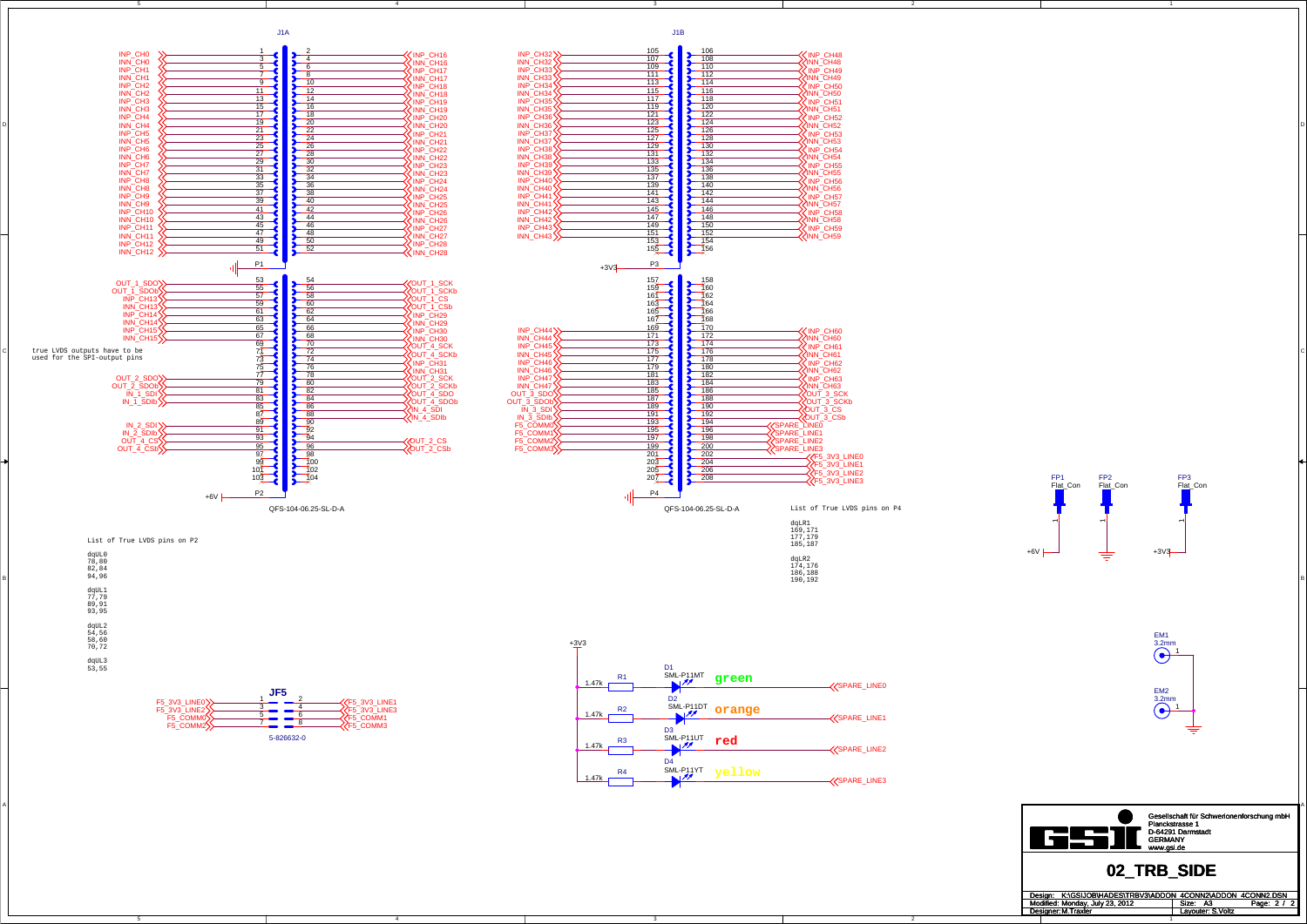J1A

| Signal | Pin | Pin | Signal |
|---|---|---|---|
| INP_CH0 | 1 | 2 | INP_CH16 |
| INN_CH0 | 3 | 4 | INN_CH16 |
| INP_CH1 | 5 | 6 | INP_CH17 |
| INN_CH1 | 7 | 8 | INN_CH17 |
| INP_CH2 | 9 | 10 | INP_CH18 |
| INN_CH2 | 11 | 12 | INN_CH18 |
| INP_CH3 | 13 | 14 | INP_CH19 |
| INN_CH3 | 15 | 16 | INN_CH19 |
| INP_CH4 | 17 | 18 | INP_CH20 |
| INN_CH4 | 19 | 20 | INN_CH20 |
| INP_CH5 | 21 | 22 | INP_CH21 |
| INN_CH5 | 23 | 24 | INN_CH21 |
| INP_CH6 | 25 | 26 | INP_CH22 |
| INN_CH6 | 27 | 28 | INN_CH22 |
| INP_CH7 | 29 | 30 | INP_CH23 |
| INN_CH7 | 31 | 32 | INN_CH23 |
| INP_CH8 | 33 | 34 | INP_CH24 |
| INN_CH8 | 35 | 36 | INN_CH24 |
| INP_CH9 | 37 | 38 | INP_CH25 |
| INN_CH9 | 39 | 40 | INN_CH25 |
| INP_CH10 | 41 | 42 | INP_CH26 |
| INN_CH10 | 43 | 44 | INN_CH26 |
| INP_CH11 | 45 | 46 | INP_CH27 |
| INN_CH11 | 47 | 48 | INN_CH27 |
| INP_CH12 | 49 | 50 | INP_CH28 |
| INN_CH12 | 51 | 52 | INN_CH28 |

P1

| Signal | Pin | Pin | Signal |
|---|---|---|---|
| OUT_1_SDO | 53 | 54 | OUT_1_SCK |
| OUT_1_SDOb | 55 | 56 | OUT_1_SCKb |
| INP_CH13 | 57 | 58 | OUT_1_CS |
| INN_CH13 | 59 | 60 | OUT_1_CSb |
| INP_CH14 | 61 | 62 | INP_CH29 |
| INN_CH14 | 63 | 64 | INN_CH29 |
| INP_CH15 | 65 | 66 | INP_CH30 |
| INN_CH15 | 67 | 68 | INN_CH30 |
| | 69 | 70 | OUT_4_SCK |
| | 71 | 72 | OUT_4_SCKb |
| | 73 | 74 | INP_CH31 |
| | 75 | 76 | INN_CH31 |
| OUT_2_SDO | 77 | 78 | OUT_2_SCK |
| OUT_2_SDOb | 79 | 80 | OUT_2_SCKb |
| IN_1_SDI | 81 | 82 | OUT_4_SDO |
| IN_1_SDIb | 83 | 84 | OUT_4_SDOb |
| | 85 | 86 | IN_4_SDI |
| | 87 | 88 | IN_4_SDIb |
| IN_2_SDI | 89 | 90 | |
| IN_2_SDIb | 91 | 92 | |
| OUT_4_CS | 93 | 94 | |
| OUT_4_CSb | 95 | 96 | OUT_2_CS |
| | 97 | 98 | OUT_2_CSb |
| | 99 | 100 | |
| | 101 | 102 | |
| | 103 | 104 | |

true LVDS outputs have to be used for the SPI-output pins

P2: +6V

QFS-104-06.25-SL-D-A

List of True LVDS pins on P2

dqUL0
78,80
82,84
94,96

dqUL1
77,79
89,91
93,95

dqUL2
54,56
58,60
70,72

dqUL3
53,55

J1B

| Signal | Pin | Pin | Signal |
|---|---|---|---|
| INP_CH32 | 105 | 106 | INP_CH48 |
| INN_CH32 | 107 | 108 | INN_CH48 |
| INP_CH33 | 109 | 110 | INP_CH49 |
| INN_CH33 | 111 | 112 | INN_CH49 |
| INP_CH34 | 113 | 114 | INP_CH50 |
| INN_CH34 | 115 | 116 | INN_CH50 |
| INP_CH35 | 117 | 118 | INP_CH51 |
| INN_CH35 | 119 | 120 | INN_CH51 |
| INP_CH36 | 121 | 122 | INP_CH52 |
| INN_CH36 | 123 | 124 | INN_CH52 |
| INP_CH37 | 125 | 126 | INP_CH53 |
| INN_CH37 | 127 | 128 | INN_CH53 |
| INP_CH38 | 129 | 130 | INP_CH54 |
| INN_CH38 | 131 | 132 | INN_CH54 |
| INP_CH39 | 133 | 134 | INP_CH55 |
| INN_CH39 | 135 | 136 | INN_CH55 |
| INP_CH40 | 137 | 138 | INP_CH56 |
| INN_CH40 | 139 | 140 | INN_CH56 |
| INP_CH41 | 141 | 142 | INP_CH57 |
| INN_CH41 | 143 | 144 | INN_CH57 |
| INP_CH42 | 145 | 146 | INP_CH58 |
| INN_CH42 | 147 | 148 | INN_CH58 |
| INP_CH43 | 149 | 150 | INP_CH59 |
| INN_CH43 | 151 | 152 | INN_CH59 |
| | 153 | 154 | |
| | 155 | 156 | |

P3: +3V3

| Signal | Pin | Pin | Signal |
|---|---|---|---|
| | 157 | 158 | |
| | 159 | 160 | |
| | 161 | 162 | |
| | 163 | 164 | |
| | 165 | 166 | |
| | 167 | 168 | |
| INP_CH44 | 169 | 170 | INP_CH60 |
| INN_CH44 | 171 | 172 | INN_CH60 |
| INP_CH45 | 173 | 174 | INP_CH61 |
| INN_CH45 | 175 | 176 | INN_CH61 |
| INP_CH46 | 177 | 178 | INP_CH62 |
| INN_CH46 | 179 | 180 | INN_CH62 |
| INP_CH47 | 181 | 182 | INP_CH63 |
| INN_CH47 | 183 | 184 | INN_CH63 |
| OUT_3_SDO | 185 | 186 | OUT_3_SCK |
| OUT_3_SDOb | 187 | 188 | OUT_3_SCKb |
| IN_3_SDI | 189 | 190 | OUT_3_CS |
| IN_3_SDIb | 191 | 192 | OUT_3_CSb |
| F5_COMM0 | 193 | 194 | SPARE_LINE0 |
| F5_COMM1 | 195 | 196 | SPARE_LINE1 |
| F5_COMM2 | 197 | 198 | SPARE_LINE2 |
| F5_COMM3 | 199 | 200 | SPARE_LINE3 |
| | 201 | 202 | F5_3V3_LINE0 |
| | 203 | 204 | F5_3V3_LINE1 |
| | 205 | 206 | F5_3V3_LINE2 |
| | 207 | 208 | F5_3V3_LINE3 |

P4

QFS-104-06.25-SL-D-A

List of True LVDS pins on P4

dqLR1
169,171
177,179
185,187

dqLR2
174,176
186,188
190,192

JF5

| Signal | Pin | Pin | Signal |
|---|---|---|---|
| F5_3V3_LINE0 | 1 | 2 | F5_3V3_LINE1 |
| F5_3V3_LINE2 | 3 | 4 | F5_3V3_LINE3 |
| F5_COMM0 | 5 | 6 | F5_COMM1 |
| F5_COMM2 | 7 | 8 | F5_COMM3 |

5-826632-0

+3V3

| Resistor | Value | LED | Part | Color | Signal |
|---|---|---|---|---|---|
| R1 | 1.47k | D1 | SML-P11MT | green | SPARE_LINE0 |
| R2 | 1.47k | D2 | SML-P11DT | orange | SPARE_LINE1 |
| R3 | 1.47k | D3 | SML-P11UT | red | SPARE_LINE2 |
| R4 | 1.47k | D4 | SML-P11YT | yellow | SPARE_LINE3 |

FP1 Flat_Con — 1 — +6V

FP2 Flat_Con — 1 — GND

FP3 Flat_Con — 1 — +3V3

EM1 3.2mm — 1

EM2 3.2mm — 1

Gesellschaft für Schwerionenforschung mbH
Planckstrasse 1
D-64291 Darmstadt
GERMANY
www.gsi.de

# 02_TRB_SIDE

| | |
|---|---|
| Design: K:\GSI\JOB\HADES\TRBV3\ADDON_4CONN2\ADDON_4CONN2.DSN | |
| Modified: Monday, July 23, 2012 | Size: A3 — Page: 2 / 2 |
| Designer: M.Traxler | Layouter: S.Voltz |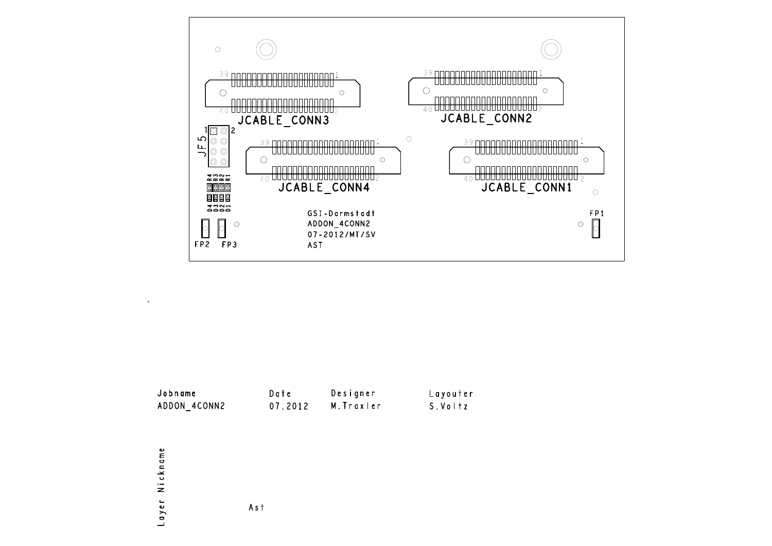JCABLE_CONN3

JCABLE_CONN2

JCABLE_CONN4

JCABLE_CONN1

JF5

R4 R3 R2 R1

D4 D3 D2 D1

FP2 FP3

FP1

GSI-Darmstadt
ADDON_4CONN2
07-2012/MT/SV
AST

| Jobname | Date | Designer | Layouter |
|---|---|---|---|
| ADDON_4CONN2 | 07.2012 | M.Traxler | S.Voltz |

Layer Nickname

Ast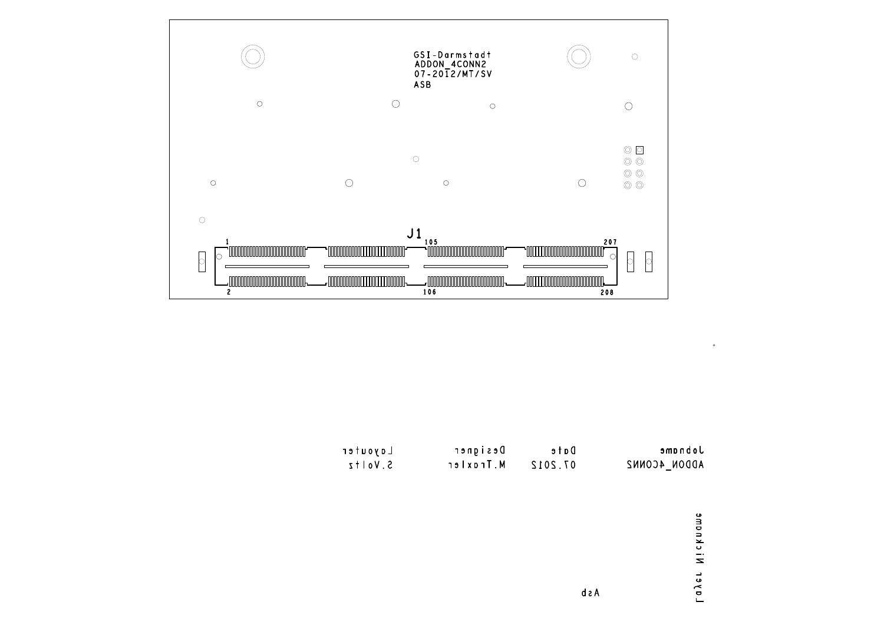GSI-Darmstadt
ADDON_4CONN2
07-2012/MT/SV
ASB

J1

1 105 207

2 106 208

| Jobname | Date | Designer | Layouter |
| --- | --- | --- | --- |
| ADDON_4CONN2 | 07.2012 | M.Traxler | S.Voltz |

Layer Nickname

Asb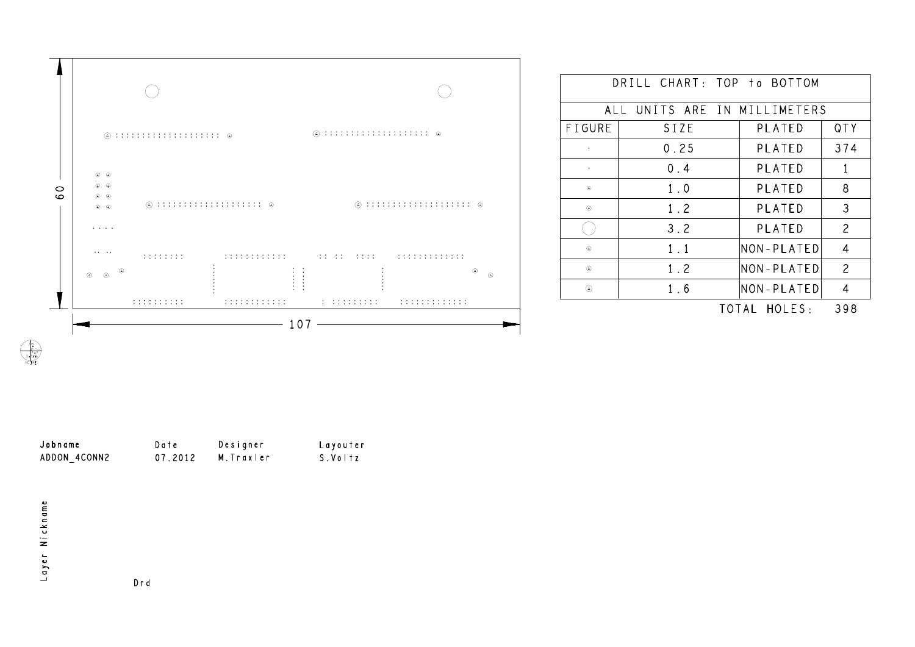60

107

| DRILL CHART: TOP to BOTTOM | | | |
|---|---|---|---|
| ALL UNITS ARE IN MILLIMETERS | | | |
| FIGURE | SIZE | PLATED | QTY |
| · | 0.25 | PLATED | 374 |
| ◦ | 0.4 | PLATED | 1 |
| ◯ | 1.0 | PLATED | 8 |
| ◯ | 1.2 | PLATED | 3 |
| ◯ | 3.2 | PLATED | 2 |
| ◯ | 1.1 | NON-PLATED | 4 |
| ◯ | 1.2 | NON-PLATED | 2 |
| ◯ | 1.6 | NON-PLATED | 4 |
| | | TOTAL HOLES: | 398 |

| Jobname | Date | Designer | Layouter |
|---|---|---|---|
| ADDON_4CONN2 | 07.2012 | M.Traxler | S.Voltz |

Layer Nickname

Drd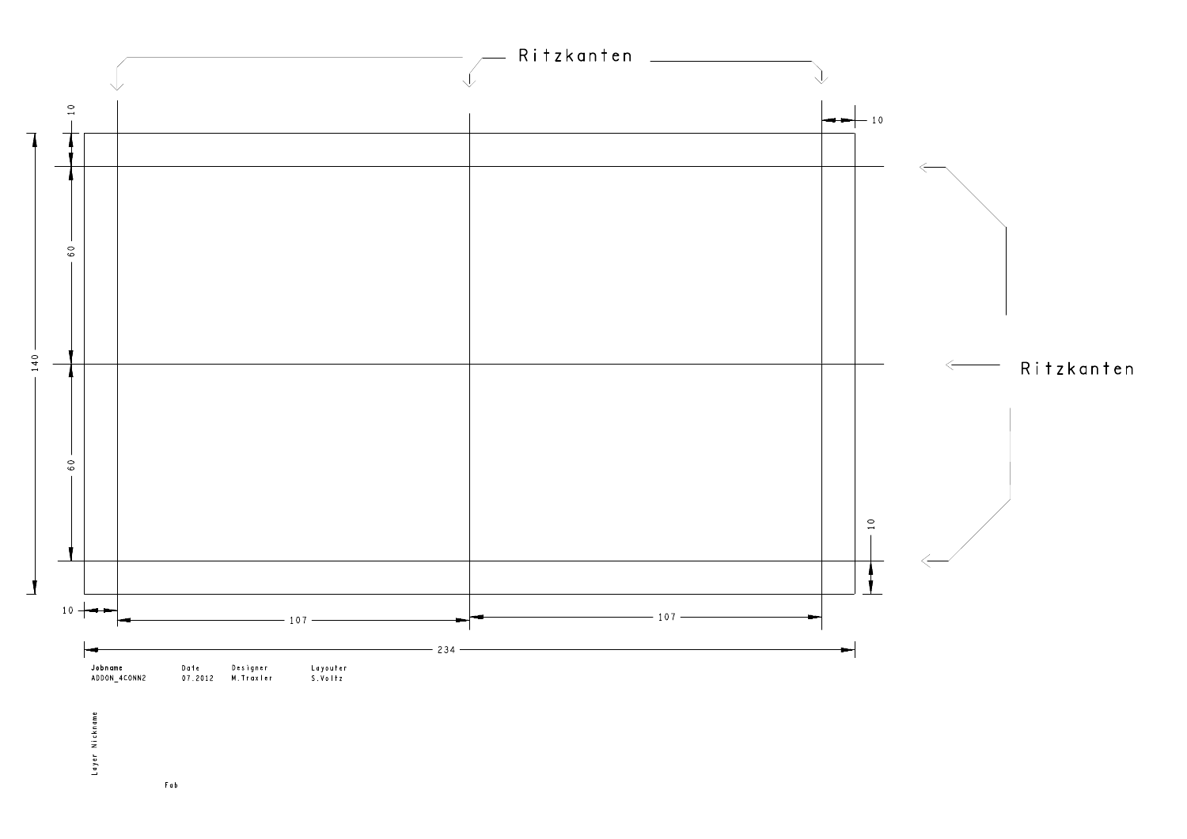Ritzkanten

Ritzkanten

10

10

60

60

140

10

10

10

107

107

234

| Jobname | Date | Designer | Layouter |
| --- | --- | --- | --- |
| ADDON_4CONN2 | 07.2012 | M.Traxler | S.Voltz |

Layer Nickname

Fab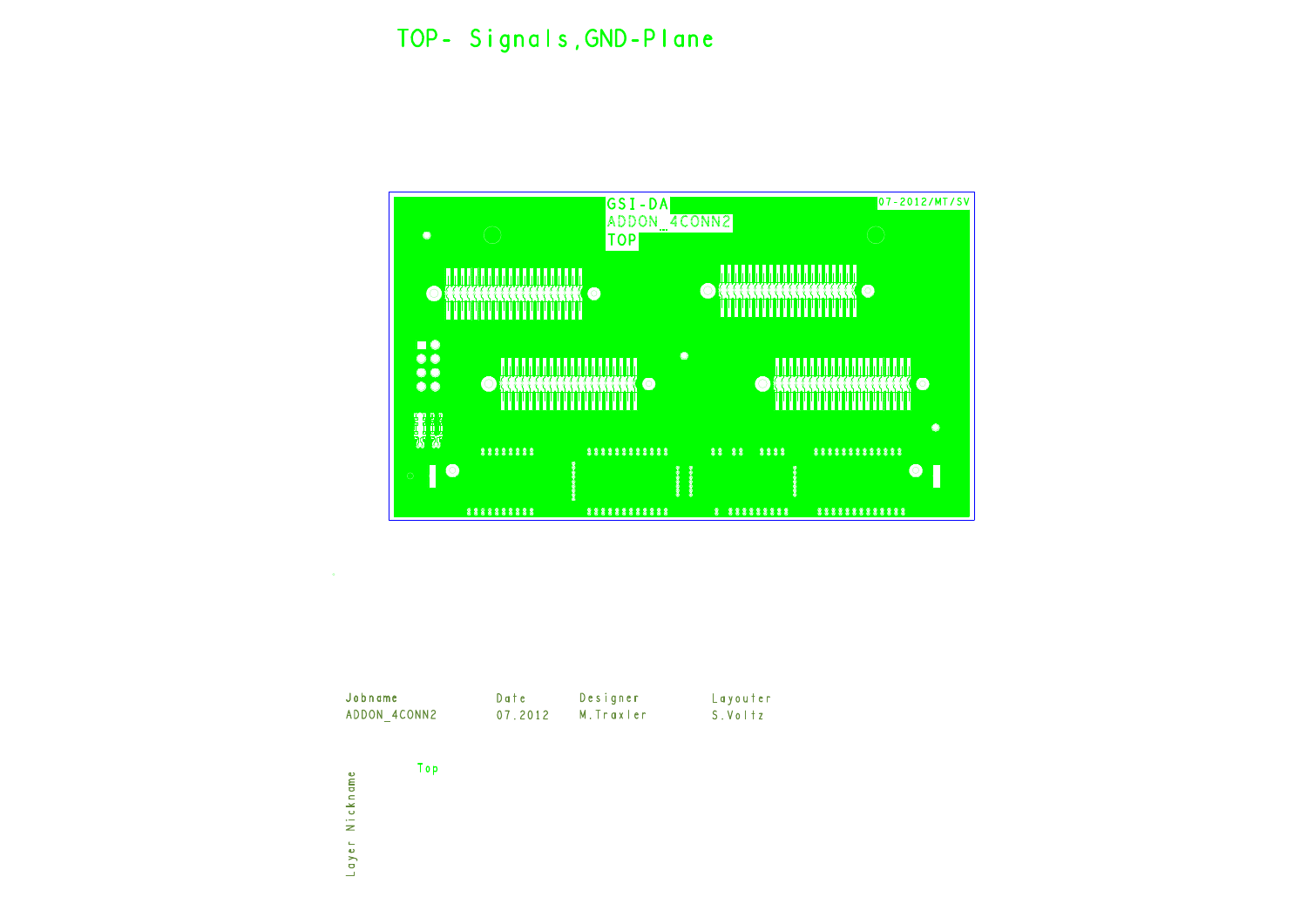# TOP- Signals,GND-Plane

GSI-DA
ADDON_4CONN2
TOP

07-2012/MT/SV

| Jobname | Date | Designer | Layouter |
|---|---|---|---|
| ADDON_4CONN2 | 07.2012 | M.Traxler | S.Voltz |

Layer Nickname

Top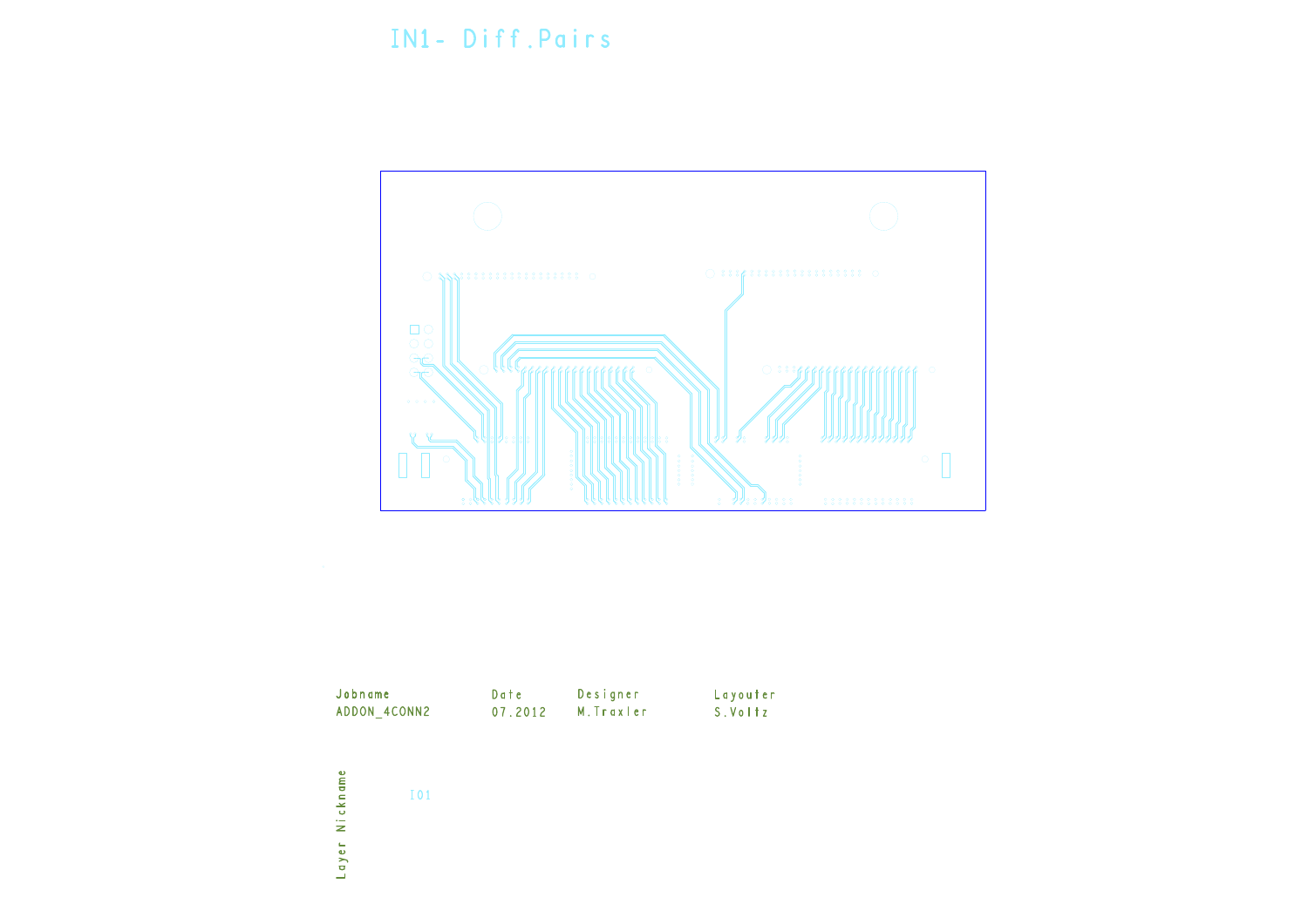# IN1- Diff.Pairs

| Jobname | Date | Designer | Layouter |
| --- | --- | --- | --- |
| ADDON_4CONN2 | 07.2012 | M.Traxler | S.Voltz |

Layer Nickname

I01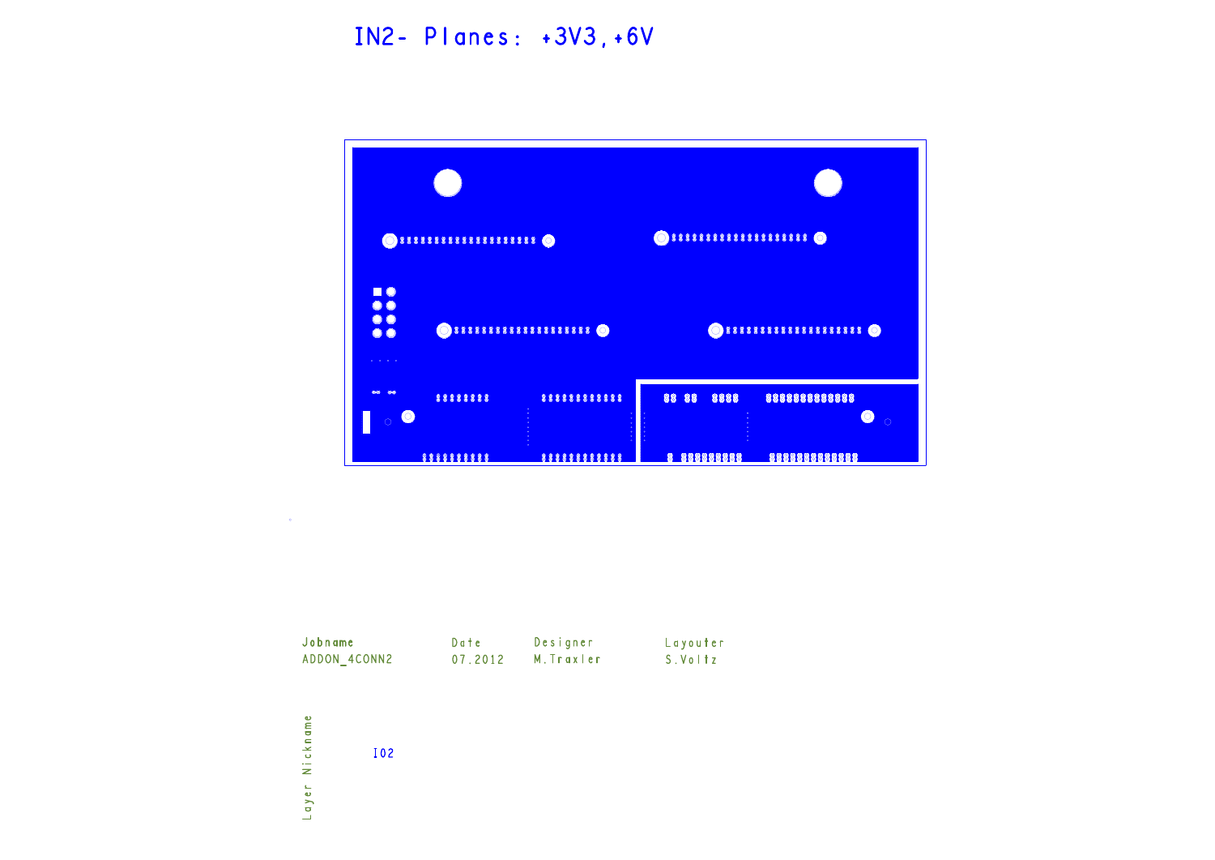# IN2- Planes: +3V3,+6V

| Jobname | Date | Designer | Layouter |
| --- | --- | --- | --- |
| ADDON_4CONN2 | 07.2012 | M.Traxler | S.Voltz |

Layer Nickname

I02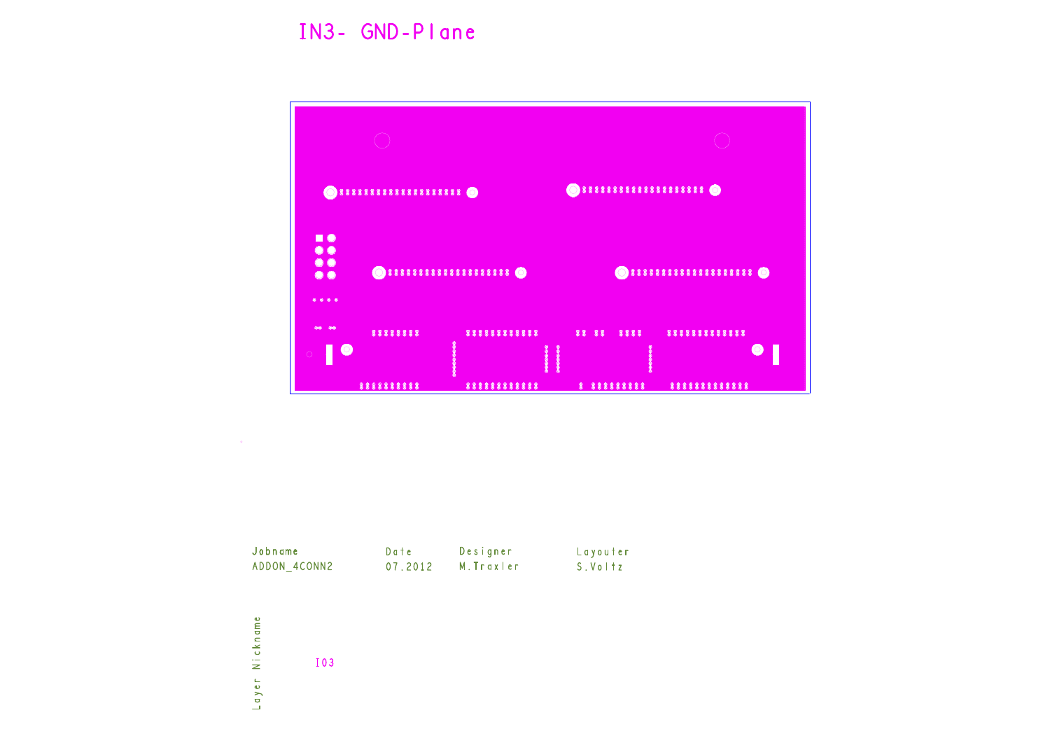# IN3- GND-Plane

| Jobname | Date | Designer | Layouter |
|---|---|---|---|
| ADDON_4CONN2 | 07.2012 | M.Traxler | S.Voltz |

Layer Nickname

I03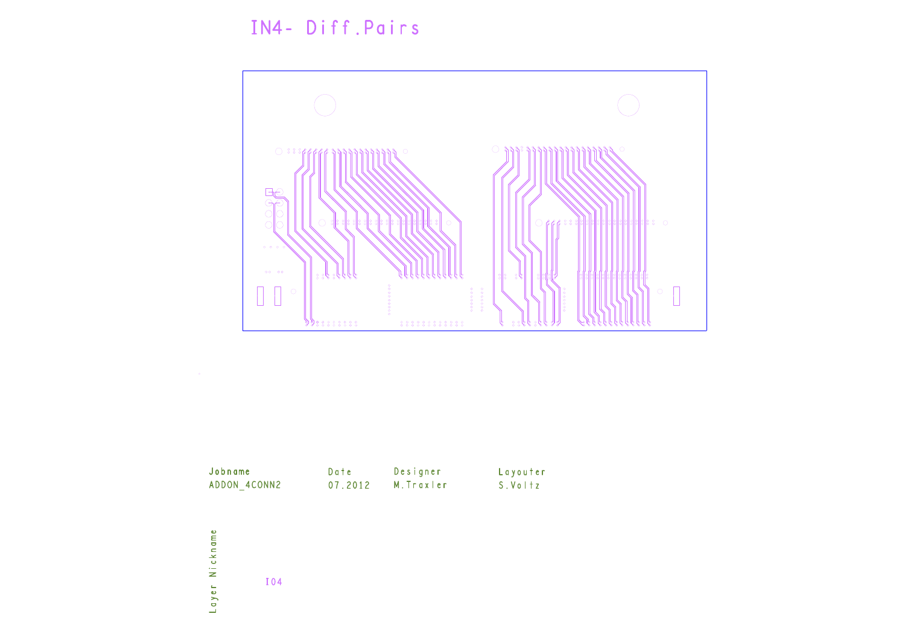# IN4- Diff.Pairs

| Jobname | Date | Designer | Layouter |
|---|---|---|---|
| ADDON_4CONN2 | 07.2012 | M.Traxler | S.Voltz |

Layer Nickname

I04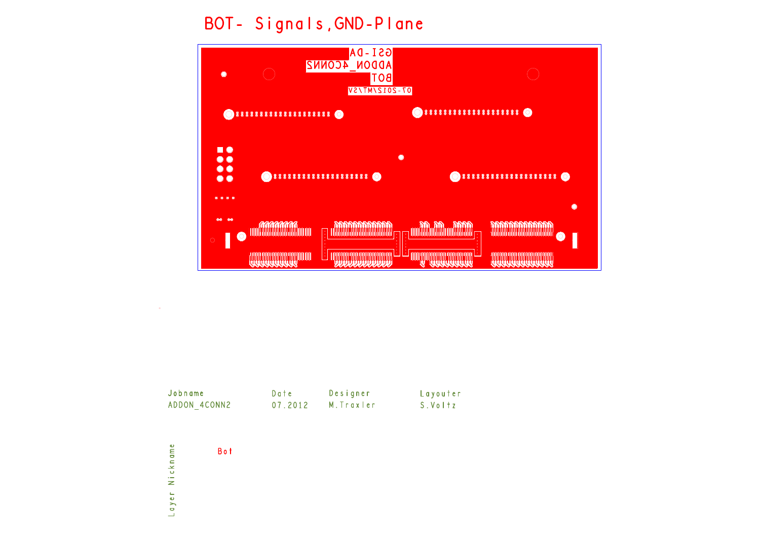# BOT- Signals,GND-Plane

GSI-DA
ADDON_4CONN2
BOT
07-2012/MT/SV

| Jobname | Date | Designer | Layouter |
|---|---|---|---|
| ADDON_4CONN2 | 07.2012 | M.Traxler | S.Voltz |

Layer Nickname: Bot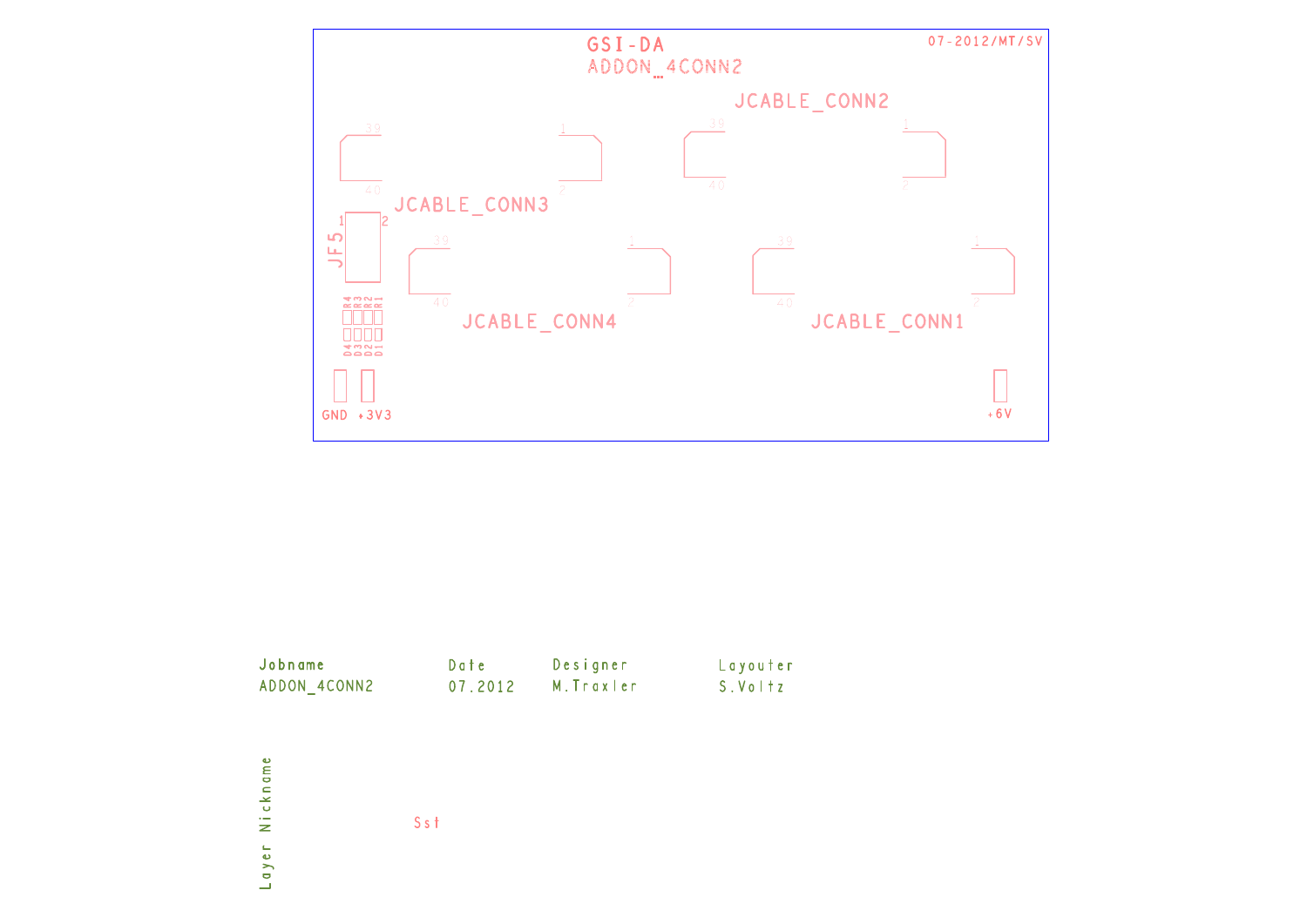GSI-DA
ADDON_4CONN2

07-2012/MT/SV

JCABLE_CONN2

39 1

40 2

JCABLE_CONN3

39 1

40 2

JF5

1 2

R4 R3 R2 R1

D4 D3 D2 D1

JCABLE_CONN4

39 1

40 2

JCABLE_CONN1

39 1

40 2

GND +3V3

+6V

| Jobname | Date | Designer | Layouter |
| --- | --- | --- | --- |
| ADDON_4CONN2 | 07.2012 | M.Traxler | S.Voltz |

Layer Nickname

Sst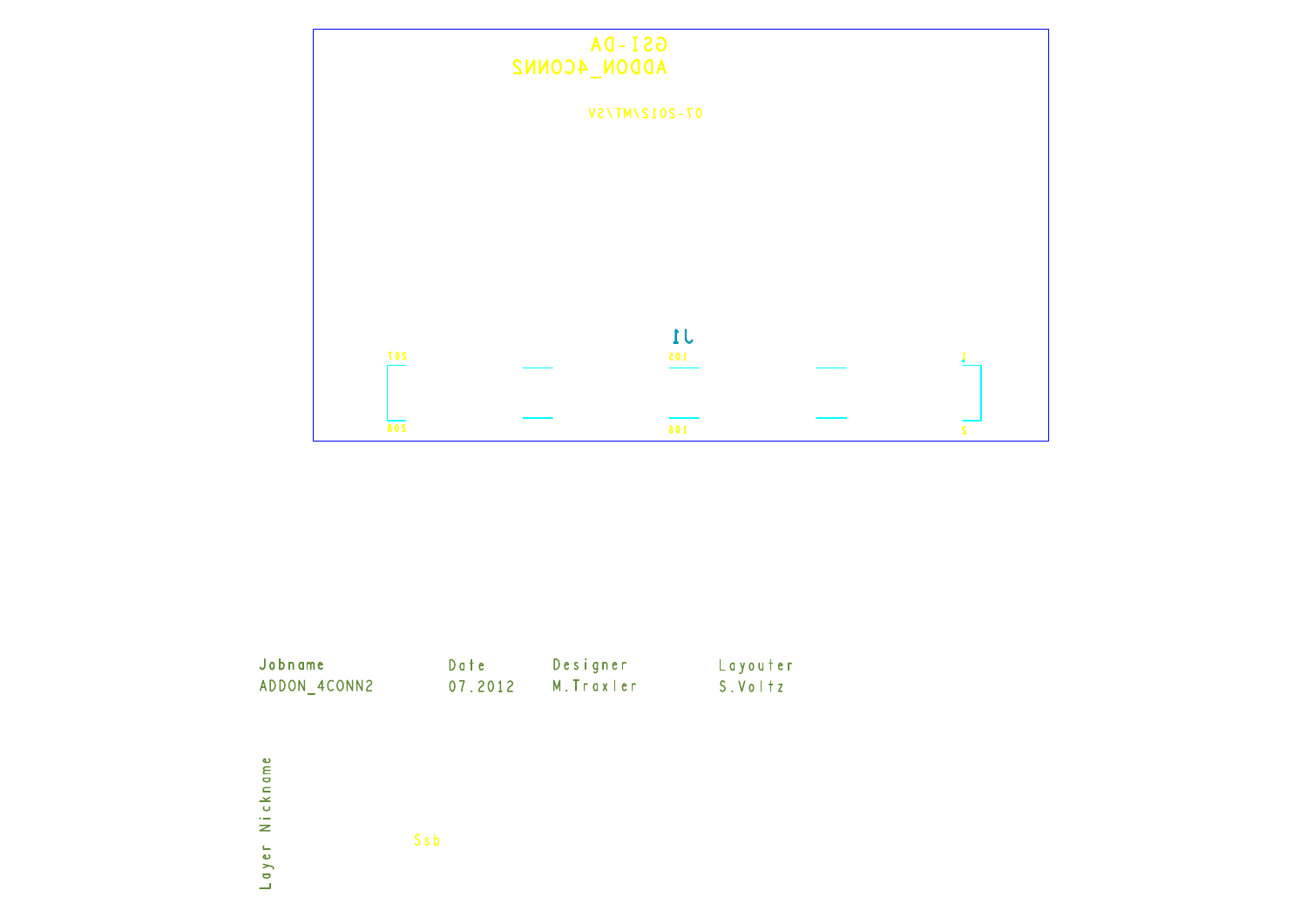GSI-DA
ADDON_4CONN2

07-2012/MT/SV

J1

207 105 1

208 106 2

| Jobname | Date | Designer | Layouter |
|---|---|---|---|
| ADDON_4CONN2 | 07.2012 | M.Traxler | S.Voltz |

Layer Nickname

Ssb